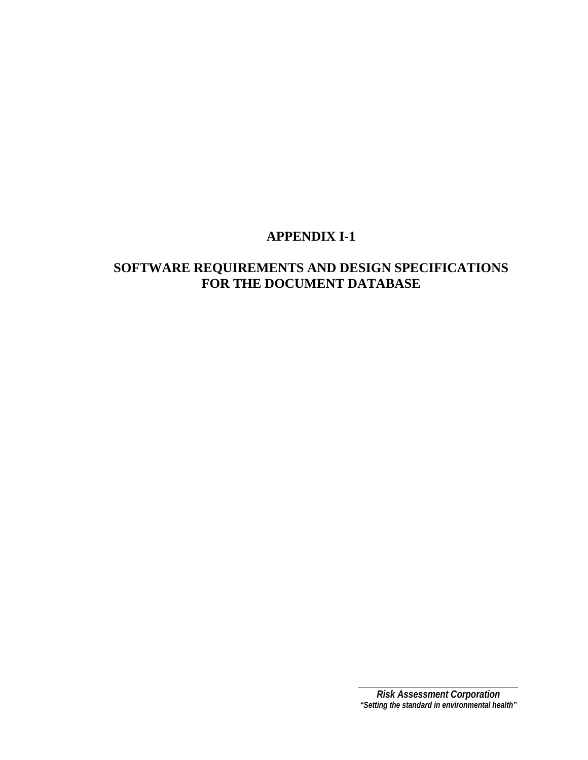# APPENDIX I-1

# SOFTWARE REQUIREMENTS AND DESIGN SPECIFICATIONS FOR THE DOCUMENT DATABASE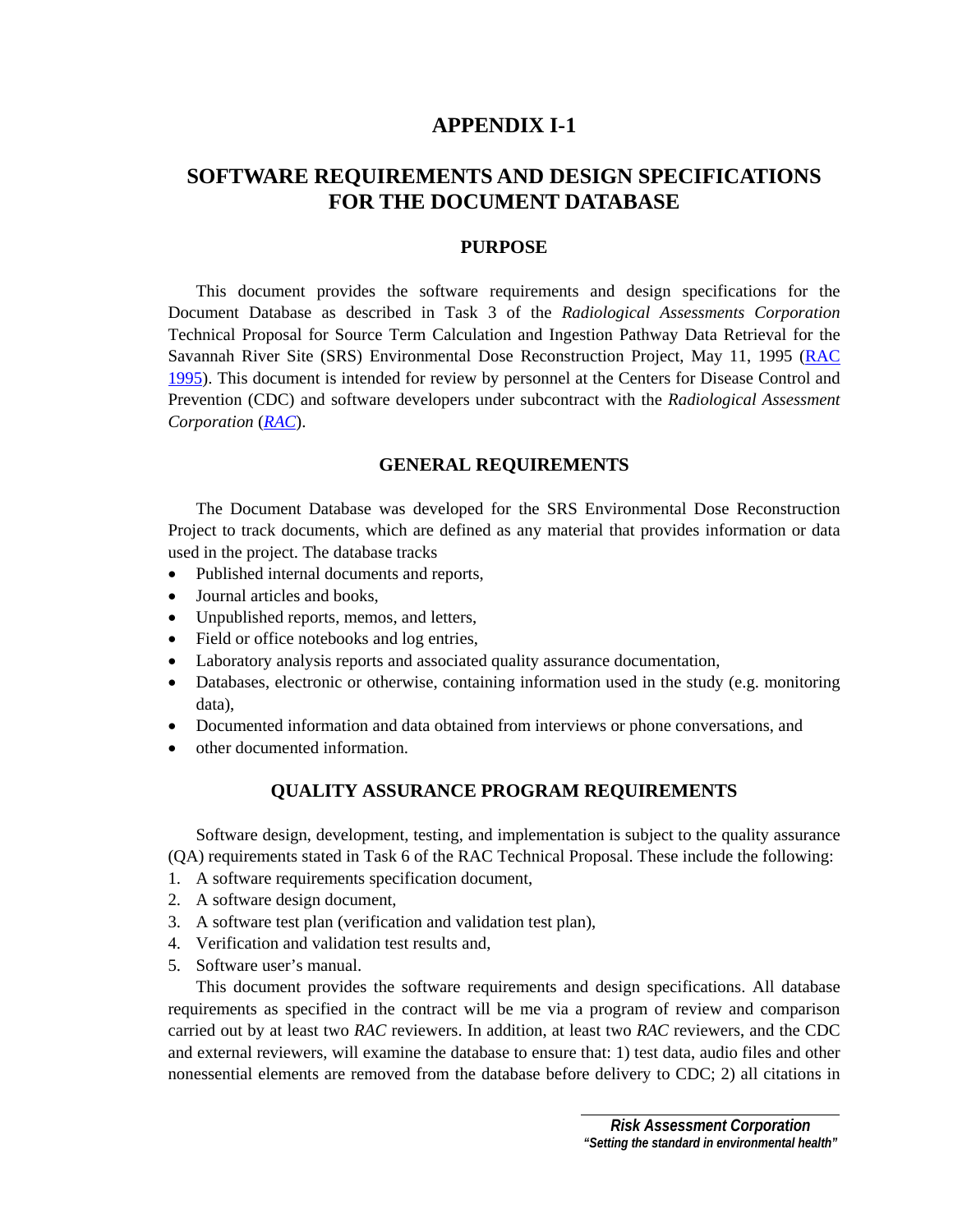# APPENDIX I-1

## SOFTWARE REQUIREMENTS AND DESIGN SPECIFICATIONS FOR THE DOCUMENT DATABASE

### PURPOSE

This document provides the software requirements and design specifications for the Document Database as described in Task 3 of the *Radiological Assessments Corporation* Technical Proposal for Source Term Calculation and Ingestion Pathway Data Retrieval for the Savannah River Site (SRS) Environmental Dose Reconstruction Project, May 11, 1995 (RAC 1995). This document is intended for review by personnel at the Centers for Disease Control and Prevention (CDC) and software developers under subcontract with the *Radiological Assessment Corporation* (*RAC*).

### GENERAL REQUIREMENTS

The Document Database was developed for the SRS Environmental Dose Reconstruction Project to track documents, which are defined as any material that provides information or data used in the project. The database tracks

- Published internal documents and reports,
- Journal articles and books,
- Unpublished reports, memos, and letters,
- Field or office notebooks and log entries,
- Laboratory analysis reports and associated quality assurance documentation,
- Databases, electronic or otherwise, containing information used in the study (e.g. monitoring data),
- Documented information and data obtained from interviews or phone conversations, and
- other documented information.

### QUALITY ASSURANCE PROGRAM REQUIREMENTS

Software design, development, testing, and implementation is subject to the quality assurance (QA) requirements stated in Task 6 of the RAC Technical Proposal. These include the following:

1. A software requirements specification document,
2. A software design document,
3. A software test plan (verification and validation test plan),
4. Verification and validation test results and,
5. Software user's manual.

This document provides the software requirements and design specifications. All database requirements as specified in the contract will be me via a program of review and comparison carried out by at least two *RAC* reviewers. In addition, at least two *RAC* reviewers, and the CDC and external reviewers, will examine the database to ensure that: 1) test data, audio files and other nonessential elements are removed from the database before delivery to CDC; 2) all citations in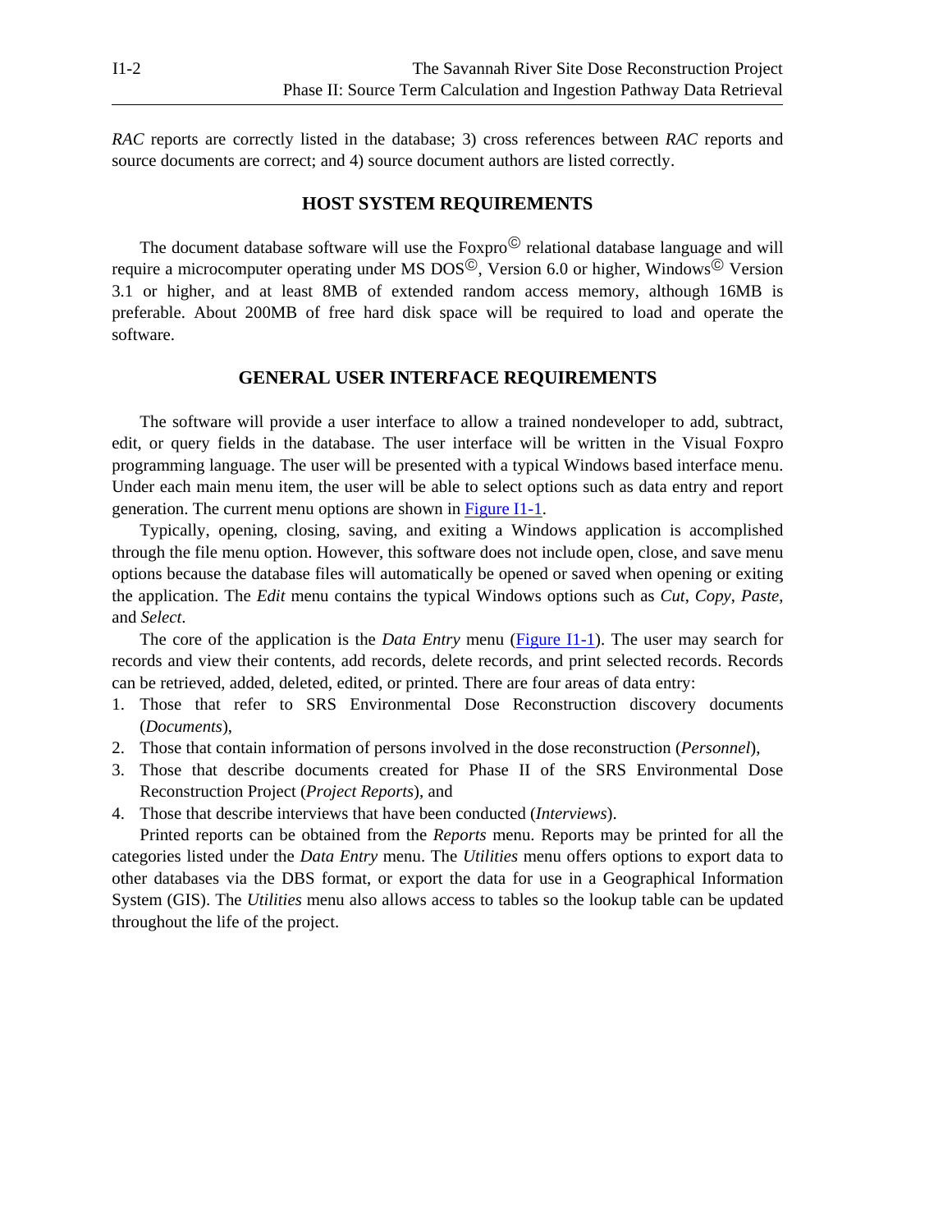*RAC* reports are correctly listed in the database; 3) cross references between *RAC* reports and source documents are correct; and 4) source document authors are listed correctly.

## HOST SYSTEM REQUIREMENTS

The document database software will use the Foxpro© relational database language and will require a microcomputer operating under MS DOS©, Version 6.0 or higher, Windows© Version 3.1 or higher, and at least 8MB of extended random access memory, although 16MB is preferable. About 200MB of free hard disk space will be required to load and operate the software.

## GENERAL USER INTERFACE REQUIREMENTS

The software will provide a user interface to allow a trained nondeveloper to add, subtract, edit, or query fields in the database. The user interface will be written in the Visual Foxpro programming language. The user will be presented with a typical Windows based interface menu. Under each main menu item, the user will be able to select options such as data entry and report generation. The current menu options are shown in Figure I1-1.

Typically, opening, closing, saving, and exiting a Windows application is accomplished through the file menu option. However, this software does not include open, close, and save menu options because the database files will automatically be opened or saved when opening or exiting the application. The *Edit* menu contains the typical Windows options such as *Cut*, *Copy*, *Paste*, and *Select*.

The core of the application is the *Data Entry* menu (Figure I1-1). The user may search for records and view their contents, add records, delete records, and print selected records. Records can be retrieved, added, deleted, edited, or printed. There are four areas of data entry:

1. Those that refer to SRS Environmental Dose Reconstruction discovery documents (*Documents*),
2. Those that contain information of persons involved in the dose reconstruction (*Personnel*),
3. Those that describe documents created for Phase II of the SRS Environmental Dose Reconstruction Project (*Project Reports*), and
4. Those that describe interviews that have been conducted (*Interviews*).

Printed reports can be obtained from the *Reports* menu. Reports may be printed for all the categories listed under the *Data Entry* menu. The *Utilities* menu offers options to export data to other databases via the DBS format, or export the data for use in a Geographical Information System (GIS). The *Utilities* menu also allows access to tables so the lookup table can be updated throughout the life of the project.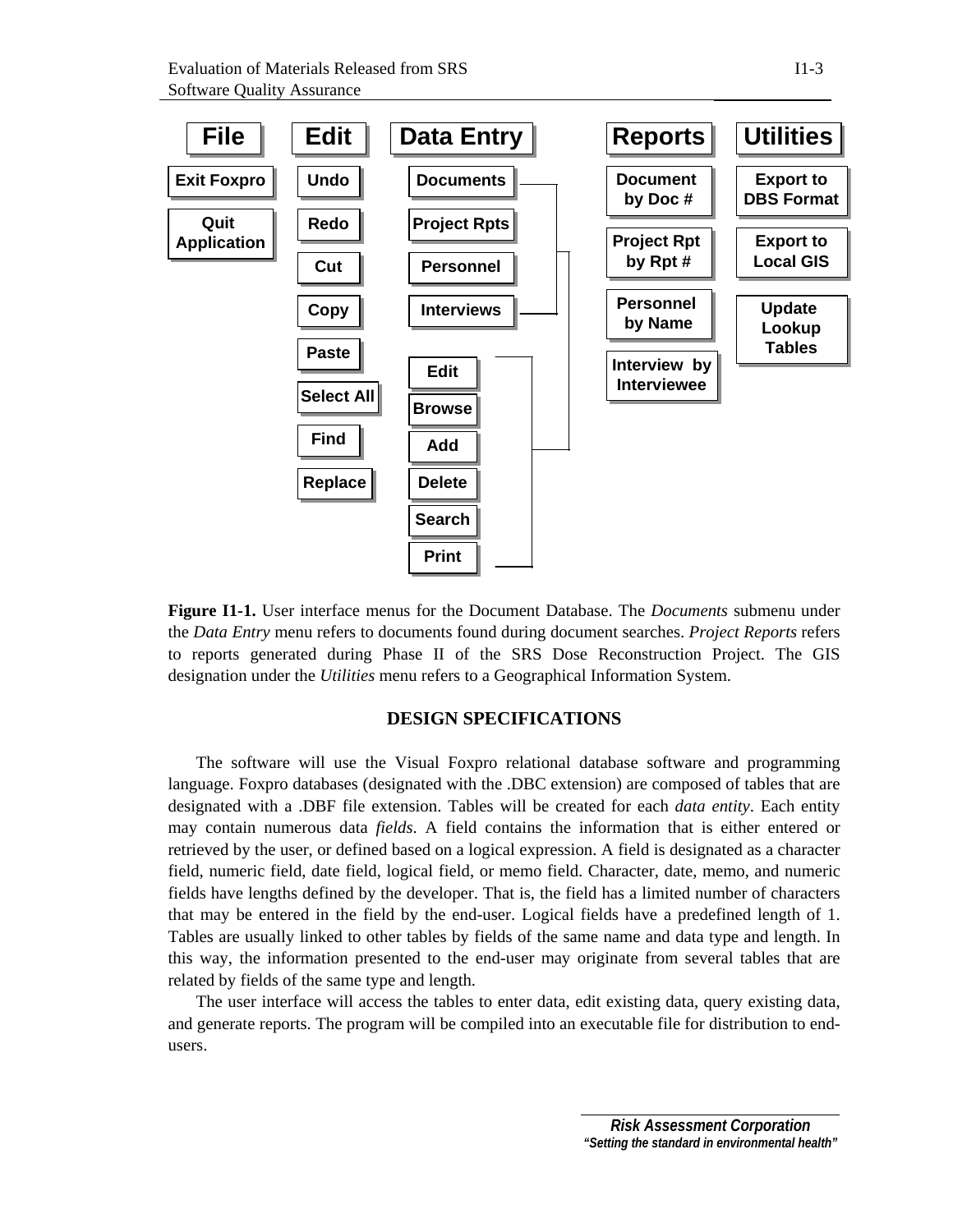File

- Exit Foxpro
- Quit Application

Edit

- Undo
- Redo
- Cut
- Copy
- Paste
- Select All
- Find
- Replace

Data Entry

- Documents
- Project Rpts
- Personnel
- Interviews

- Edit
- Browse
- Add
- Delete
- Search
- Print

Reports

- Document by Doc #
- Project Rpt by Rpt #
- Personnel by Name
- Interview by Interviewee

Utilities

- Export to DBS Format
- Export to Local GIS
- Update Lookup Tables

**Figure I1-1.** User interface menus for the Document Database. The *Documents* submenu under the *Data Entry* menu refers to documents found during document searches. *Project Reports* refers to reports generated during Phase II of the SRS Dose Reconstruction Project. The GIS designation under the *Utilities* menu refers to a Geographical Information System.

## DESIGN SPECIFICATIONS

The software will use the Visual Foxpro relational database software and programming language. Foxpro databases (designated with the .DBC extension) are composed of tables that are designated with a .DBF file extension. Tables will be created for each *data entity*. Each entity may contain numerous data *fields*. A field contains the information that is either entered or retrieved by the user, or defined based on a logical expression. A field is designated as a character field, numeric field, date field, logical field, or memo field. Character, date, memo, and numeric fields have lengths defined by the developer. That is, the field has a limited number of characters that may be entered in the field by the end-user. Logical fields have a predefined length of 1. Tables are usually linked to other tables by fields of the same name and data type and length. In this way, the information presented to the end-user may originate from several tables that are related by fields of the same type and length.

The user interface will access the tables to enter data, edit existing data, query existing data, and generate reports. The program will be compiled into an executable file for distribution to end-users.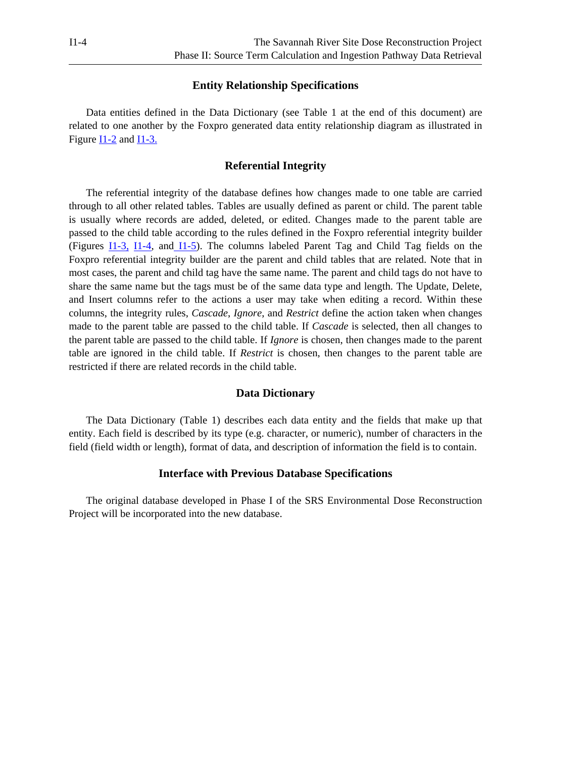## Entity Relationship Specifications

Data entities defined in the Data Dictionary (see Table 1 at the end of this document) are related to one another by the Foxpro generated data entity relationship diagram as illustrated in Figure I1-2 and I1-3.

## Referential Integrity

The referential integrity of the database defines how changes made to one table are carried through to all other related tables. Tables are usually defined as parent or child. The parent table is usually where records are added, deleted, or edited. Changes made to the parent table are passed to the child table according to the rules defined in the Foxpro referential integrity builder (Figures I1-3, I1-4, and I1-5). The columns labeled Parent Tag and Child Tag fields on the Foxpro referential integrity builder are the parent and child tables that are related. Note that in most cases, the parent and child tag have the same name. The parent and child tags do not have to share the same name but the tags must be of the same data type and length. The Update, Delete, and Insert columns refer to the actions a user may take when editing a record. Within these columns, the integrity rules, *Cascade*, *Ignore*, and *Restrict* define the action taken when changes made to the parent table are passed to the child table. If *Cascade* is selected, then all changes to the parent table are passed to the child table. If *Ignore* is chosen, then changes made to the parent table are ignored in the child table. If *Restrict* is chosen, then changes to the parent table are restricted if there are related records in the child table.

## Data Dictionary

The Data Dictionary (Table 1) describes each data entity and the fields that make up that entity. Each field is described by its type (e.g. character, or numeric), number of characters in the field (field width or length), format of data, and description of information the field is to contain.

## Interface with Previous Database Specifications

The original database developed in Phase I of the SRS Environmental Dose Reconstruction Project will be incorporated into the new database.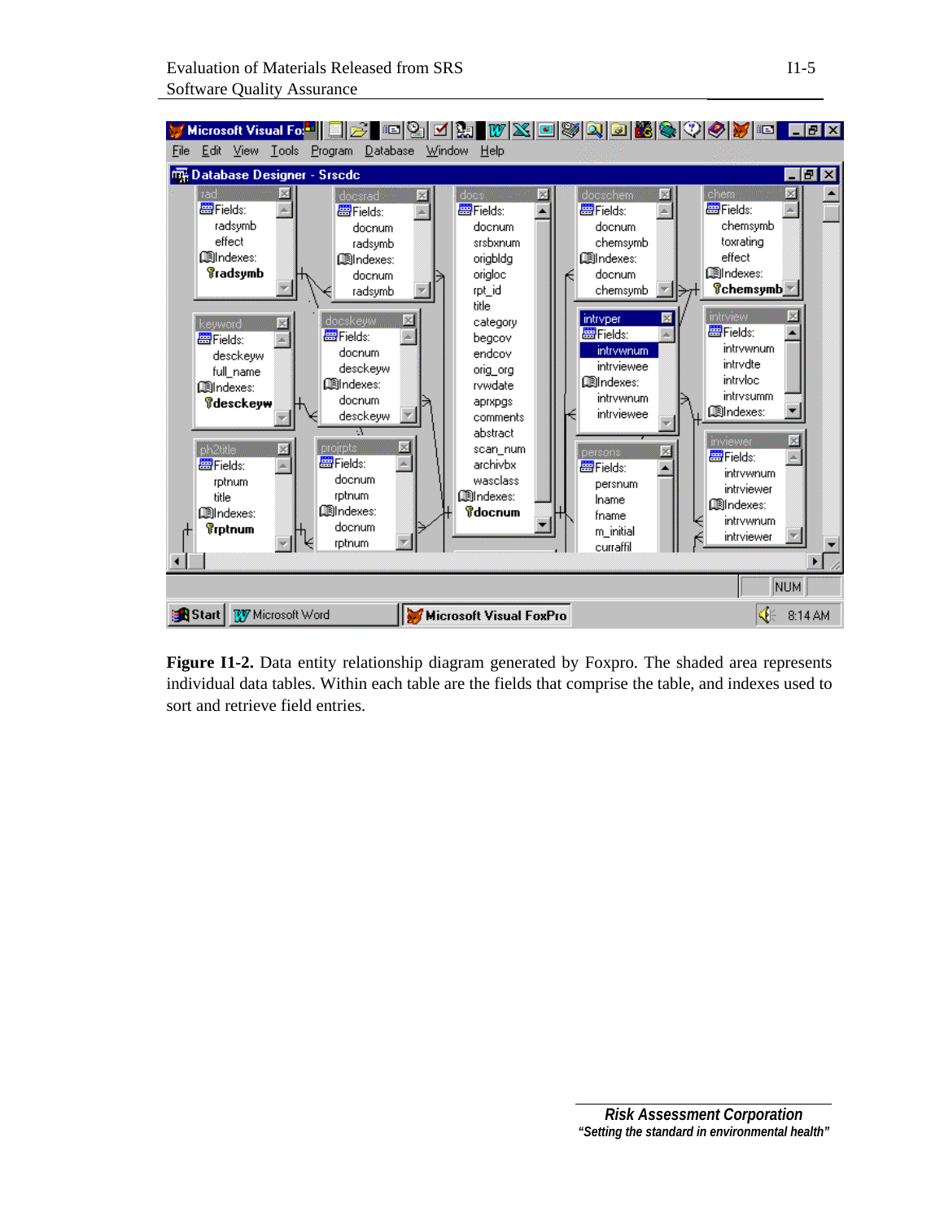**Figure I1-2.** Data entity relationship diagram generated by Foxpro. The shaded area represents individual data tables. Within each table are the fields that comprise the table, and indexes used to sort and retrieve field entries.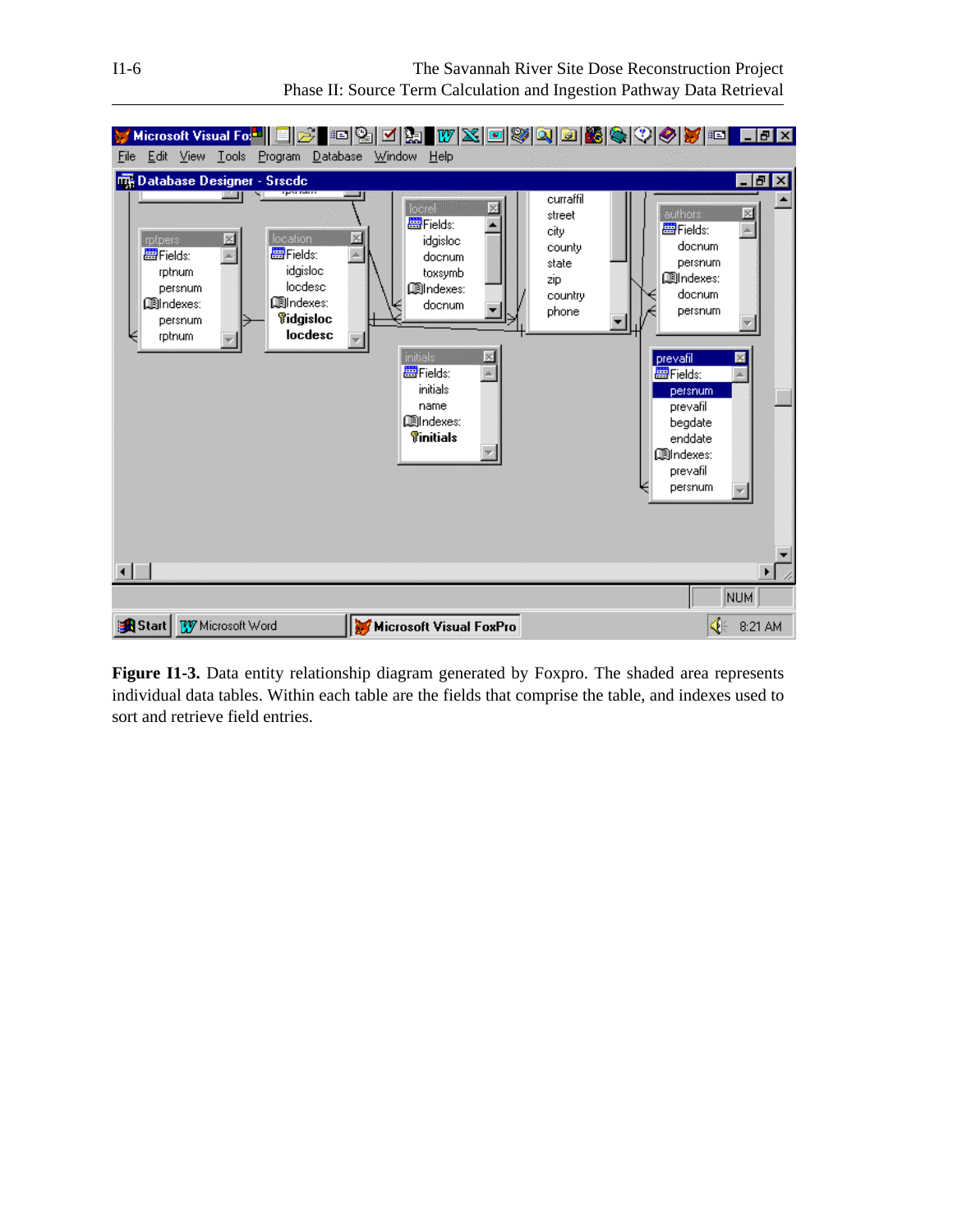**Figure I1-3.** Data entity relationship diagram generated by Foxpro. The shaded area represents individual data tables. Within each table are the fields that comprise the table, and indexes used to sort and retrieve field entries.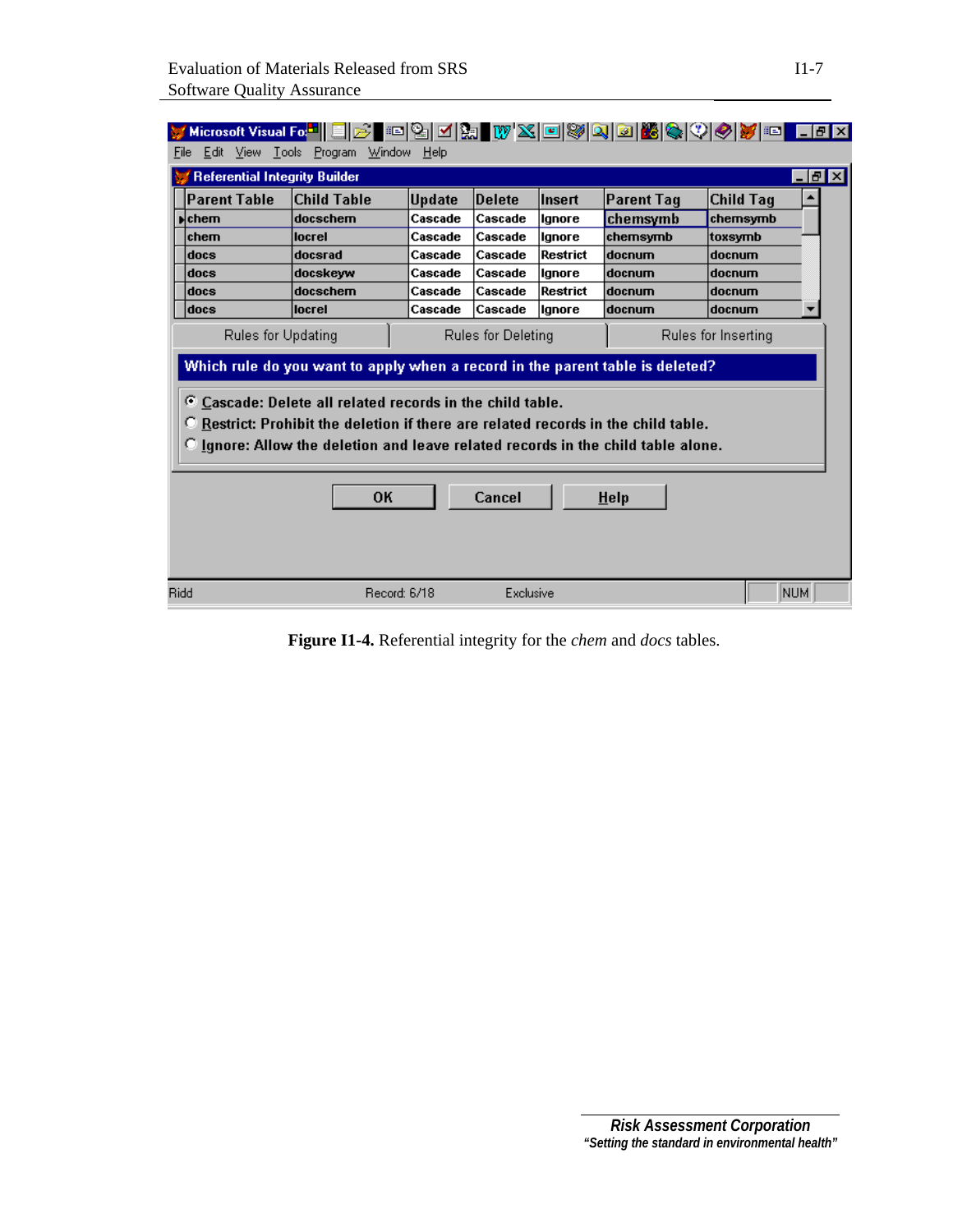| Parent Table | Child Table | Update | Delete | Insert | Parent Tag | Child Tag |
|---|---|---|---|---|---|---|
| chem | docschem | Cascade | Cascade | Ignore | chemsymb | chemsymb |
| chem | locrel | Cascade | Cascade | Ignore | chemsymb | toxsymb |
| docs | docsrad | Cascade | Cascade | Restrict | docnum | docnum |
| docs | docskeyw | Cascade | Cascade | Ignore | docnum | docnum |
| docs | docschem | Cascade | Cascade | Restrict | docnum | docnum |
| docs | locrel | Cascade | Cascade | Ignore | docnum | docnum |

Rules for Updating | Rules for Deleting | Rules for Inserting

Which rule do you want to apply when a record in the parent table is deleted?

- (•) Cascade: Delete all related records in the child table.
- ( ) Restrict: Prohibit the deletion if there are related records in the child table.
- ( ) Ignore: Allow the deletion and leave related records in the child table alone.

OK | Cancel | Help

Ridd | Record: 6/18 | Exclusive | NUM

**Figure I1-4.** Referential integrity for the *chem* and *docs* tables.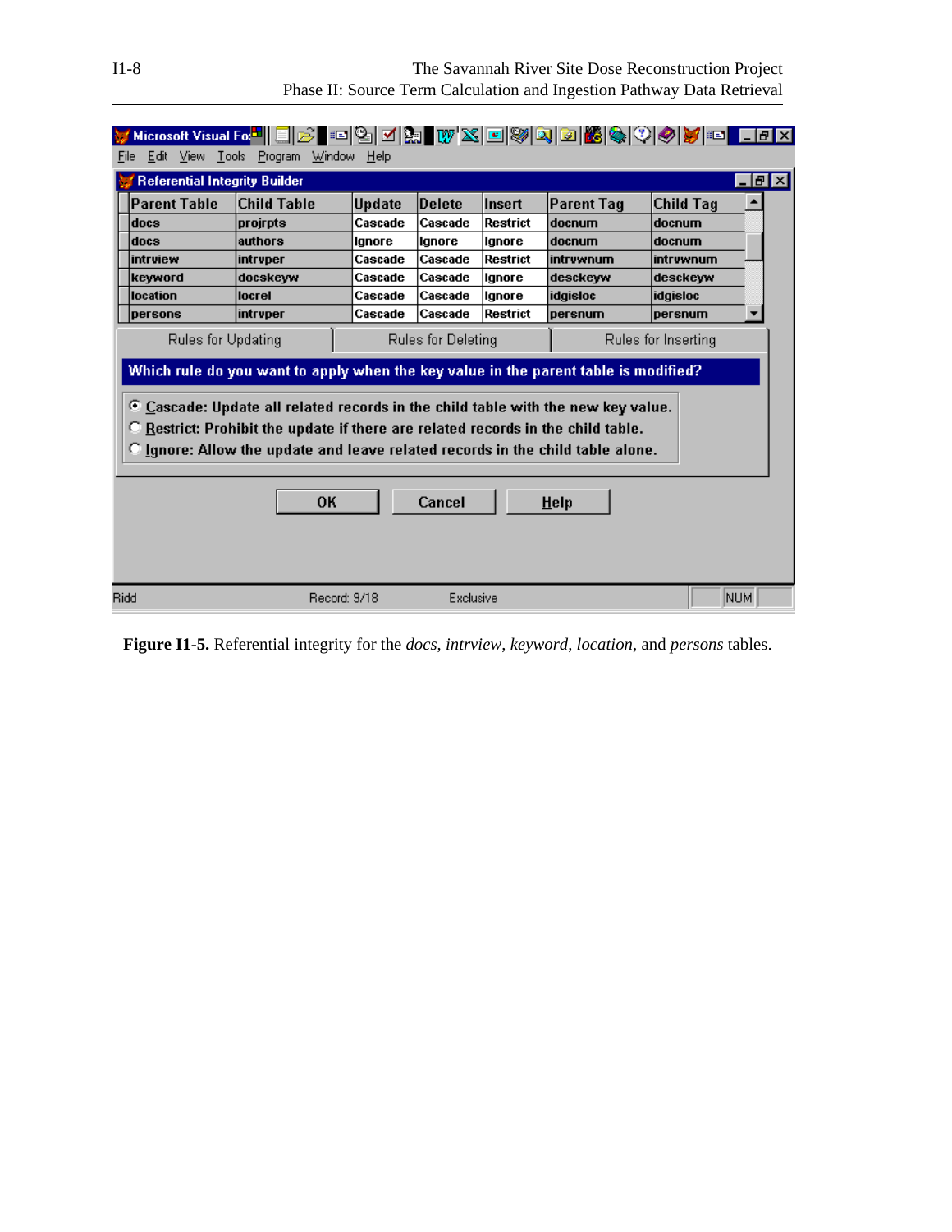| Parent Table | Child Table | Update | Delete | Insert | Parent Tag | Child Tag |
|---|---|---|---|---|---|---|
| docs | projrpts | Cascade | Cascade | Restrict | docnum | docnum |
| docs | authors | Ignore | Ignore | Ignore | docnum | docnum |
| intrview | intrvper | Cascade | Cascade | Restrict | intrvwnum | intrvwnum |
| keyword | docskeyw | Cascade | Cascade | Ignore | desckeyw | desckeyw |
| location | locrel | Cascade | Cascade | Ignore | idgisloc | idgisloc |
| persons | intrvper | Cascade | Cascade | Restrict | persnum | persnum |

Rules for Updating | Rules for Deleting | Rules for Inserting

Which rule do you want to apply when the key value in the parent table is modified?

- (•) Cascade: Update all related records in the child table with the new key value.
- ( ) Restrict: Prohibit the update if there are related records in the child table.
- ( ) Ignore: Allow the update and leave related records in the child table alone.

OK | Cancel | Help

Ridd | Record: 9/18 | Exclusive | NUM

**Figure I1-5.** Referential integrity for the *docs*, *intrview*, *keyword*, *location*, and *persons* tables.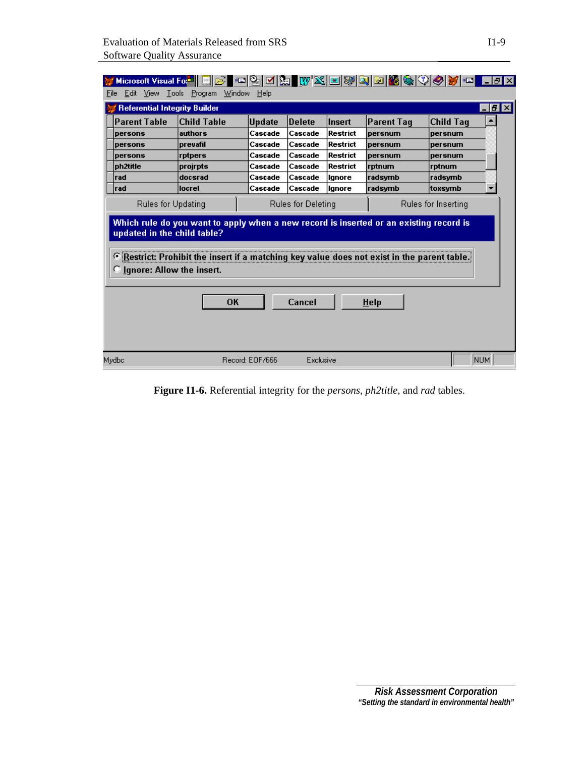Microsoft Visual FoxPro

File Edit View Tools Program Window Help

**Referential Integrity Builder**

| Parent Table | Child Table | Update | Delete | Insert | Parent Tag | Child Tag |
|---|---|---|---|---|---|---|
| persons | authors | Cascade | Cascade | Restrict | persnum | persnum |
| persons | prevafil | Cascade | Cascade | Restrict | persnum | persnum |
| persons | rptpers | Cascade | Cascade | Restrict | persnum | persnum |
| ph2title | projrpts | Cascade | Cascade | Restrict | rptnum | rptnum |
| rad | docsrad | Cascade | Cascade | Ignore | radsymb | radsymb |
| rad | locrel | Cascade | Cascade | Ignore | radsymb | toxsymb |

Rules for Updating | Rules for Deleting | Rules for Inserting

Which rule do you want to apply when a new record is inserted or an existing record is updated in the child table?

- (•) Restrict: Prohibit the insert if a matching key value does not exist in the parent table.
- ( ) Ignore: Allow the insert.

OK | Cancel | Help

Mydbc | Record: EOF/666 | Exclusive | NUM

**Figure I1-6.** Referential integrity for the *persons*, *ph2title*, and *rad* tables.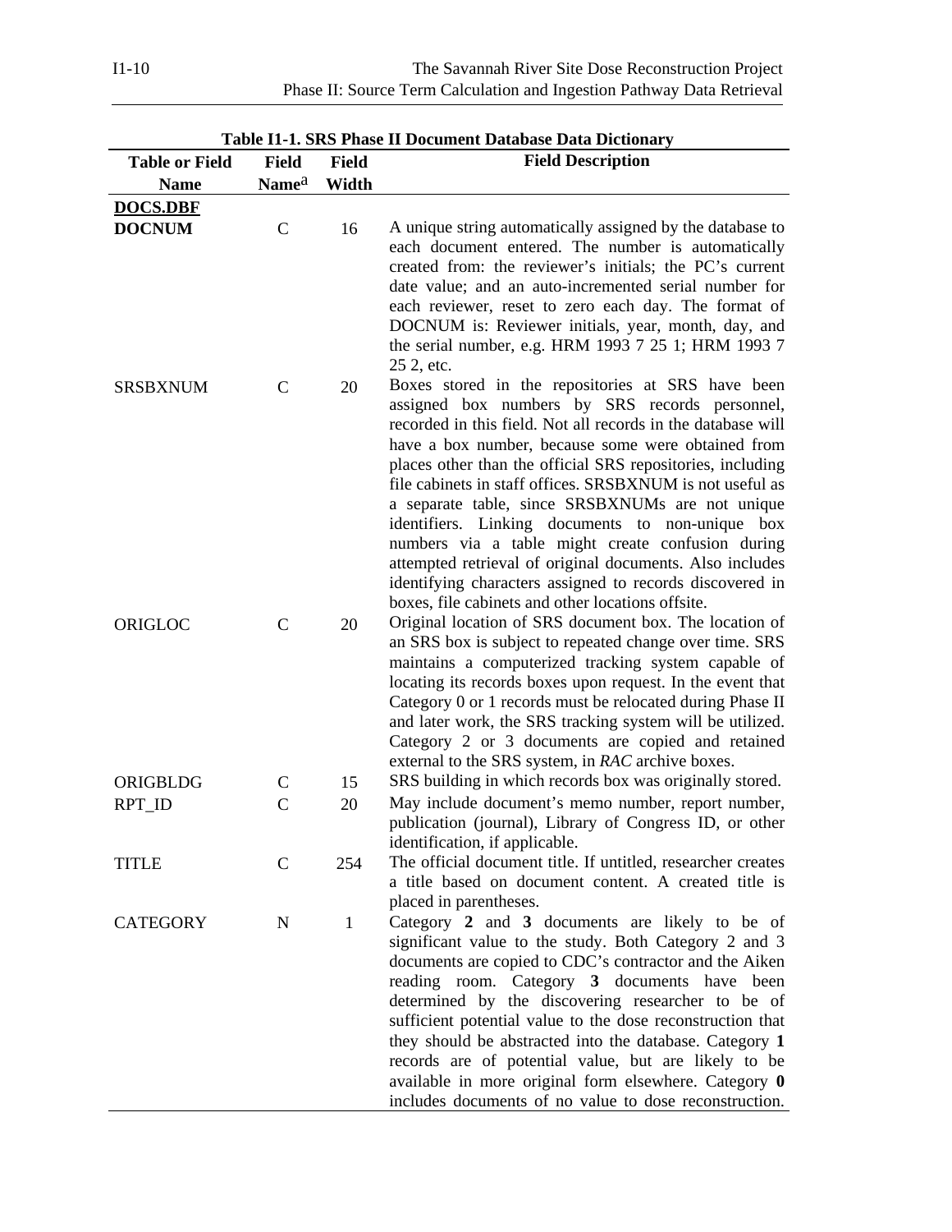**Table I1-1. SRS Phase II Document Database Data Dictionary**

| Table or Field Name | Field Name[a] | Field Width | Field Description |
|---|---|---|---|
| **DOCS.DBF** | | | |
| **DOCNUM** | C | 16 | A unique string automatically assigned by the database to each document entered. The number is automatically created from: the reviewer's initials; the PC's current date value; and an auto-incremented serial number for each reviewer, reset to zero each day. The format of DOCNUM is: Reviewer initials, year, month, day, and the serial number, e.g. HRM 1993 7 25 1; HRM 1993 7 25 2, etc. |
| SRSBXNUM | C | 20 | Boxes stored in the repositories at SRS have been assigned box numbers by SRS records personnel, recorded in this field. Not all records in the database will have a box number, because some were obtained from places other than the official SRS repositories, including file cabinets in staff offices. SRSBXNUM is not useful as a separate table, since SRSBXNUMs are not unique identifiers. Linking documents to non-unique box numbers via a table might create confusion during attempted retrieval of original documents. Also includes identifying characters assigned to records discovered in boxes, file cabinets and other locations offsite. |
| ORIGLOC | C | 20 | Original location of SRS document box. The location of an SRS box is subject to repeated change over time. SRS maintains a computerized tracking system capable of locating its records boxes upon request. In the event that Category 0 or 1 records must be relocated during Phase II and later work, the SRS tracking system will be utilized. Category 2 or 3 documents are copied and retained external to the SRS system, in *RAC* archive boxes. |
| ORIGBLDG | C | 15 | SRS building in which records box was originally stored. |
| RPT_ID | C | 20 | May include document's memo number, report number, publication (journal), Library of Congress ID, or other identification, if applicable. |
| TITLE | C | 254 | The official document title. If untitled, researcher creates a title based on document content. A created title is placed in parentheses. |
| CATEGORY | N | 1 | Category **2** and **3** documents are likely to be of significant value to the study. Both Category 2 and 3 documents are copied to CDC's contractor and the Aiken reading room. Category **3** documents have been determined by the discovering researcher to be of sufficient potential value to the dose reconstruction that they should be abstracted into the database. Category **1** records are of potential value, but are likely to be available in more original form elsewhere. Category **0** includes documents of no value to dose reconstruction. |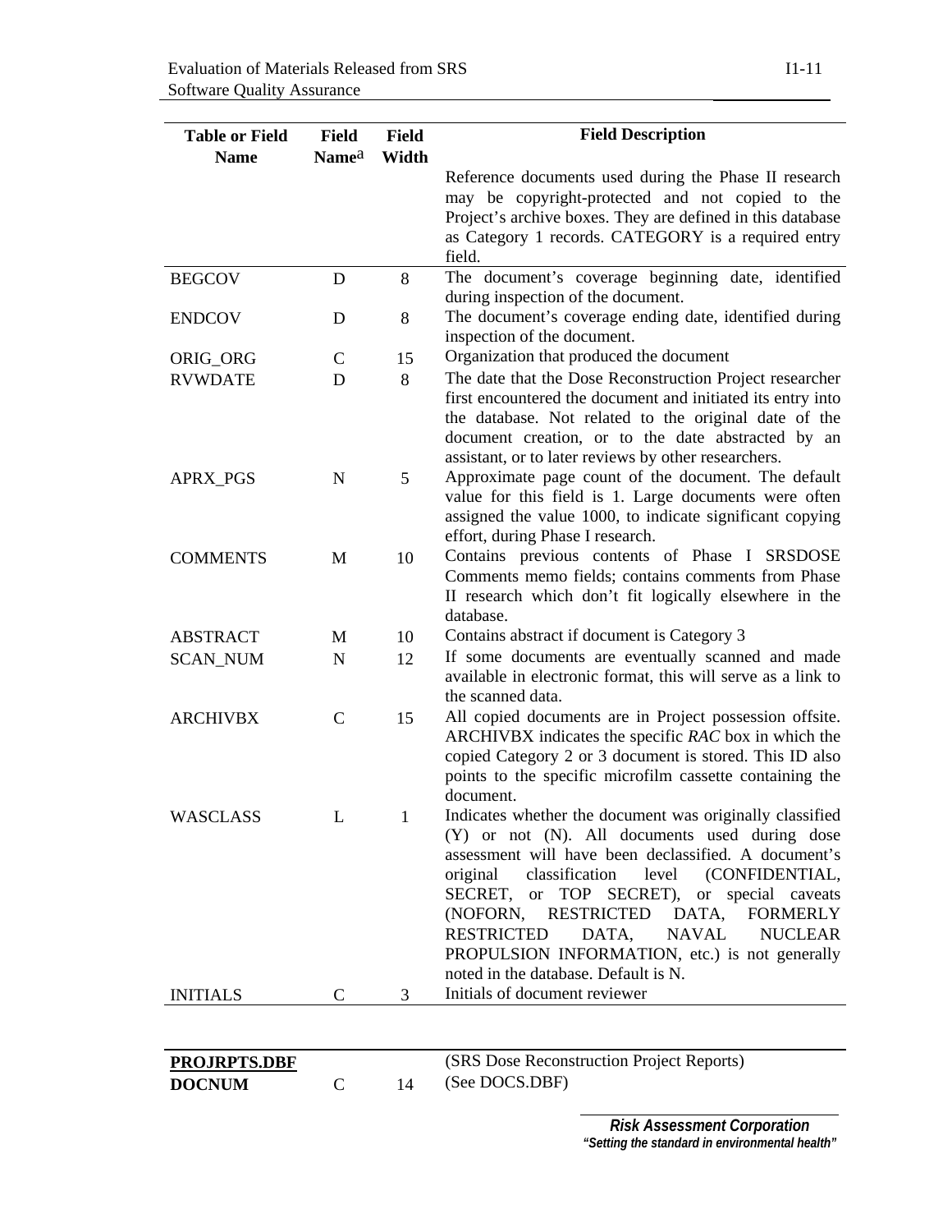| Table or Field Name | Field Name[a] | Field Width | Field Description |
|---|---|---|---|
| | | | Reference documents used during the Phase II research may be copyright-protected and not copied to the Project's archive boxes. They are defined in this database as Category 1 records. CATEGORY is a required entry field. |
| BEGCOV | D | 8 | The document's coverage beginning date, identified during inspection of the document. |
| ENDCOV | D | 8 | The document's coverage ending date, identified during inspection of the document. |
| ORIG_ORG | C | 15 | Organization that produced the document |
| RVWDATE | D | 8 | The date that the Dose Reconstruction Project researcher first encountered the document and initiated its entry into the database. Not related to the original date of the document creation, or to the date abstracted by an assistant, or to later reviews by other researchers. |
| APRX_PGS | N | 5 | Approximate page count of the document. The default value for this field is 1. Large documents were often assigned the value 1000, to indicate significant copying effort, during Phase I research. |
| COMMENTS | M | 10 | Contains previous contents of Phase I SRSDOSE Comments memo fields; contains comments from Phase II research which don't fit logically elsewhere in the database. |
| ABSTRACT | M | 10 | Contains abstract if document is Category 3 |
| SCAN_NUM | N | 12 | If some documents are eventually scanned and made available in electronic format, this will serve as a link to the scanned data. |
| ARCHIVBX | C | 15 | All copied documents are in Project possession offsite. ARCHIVBX indicates the specific *RAC* box in which the copied Category 2 or 3 document is stored. This ID also points to the specific microfilm cassette containing the document. |
| WASCLASS | L | 1 | Indicates whether the document was originally classified (Y) or not (N). All documents used during dose assessment will have been declassified. A document's original classification level (CONFIDENTIAL, SECRET, or TOP SECRET), or special caveats (NOFORN, RESTRICTED DATA, FORMERLY RESTRICTED DATA, NAVAL NUCLEAR PROPULSION INFORMATION, etc.) is not generally noted in the database. Default is N. |
| INITIALS | C | 3 | Initials of document reviewer |

| | | | |
|---|---|---|---|
| **PROJRPTS.DBF** | | | (SRS Dose Reconstruction Project Reports) |
| **DOCNUM** | C | 14 | (See DOCS.DBF) |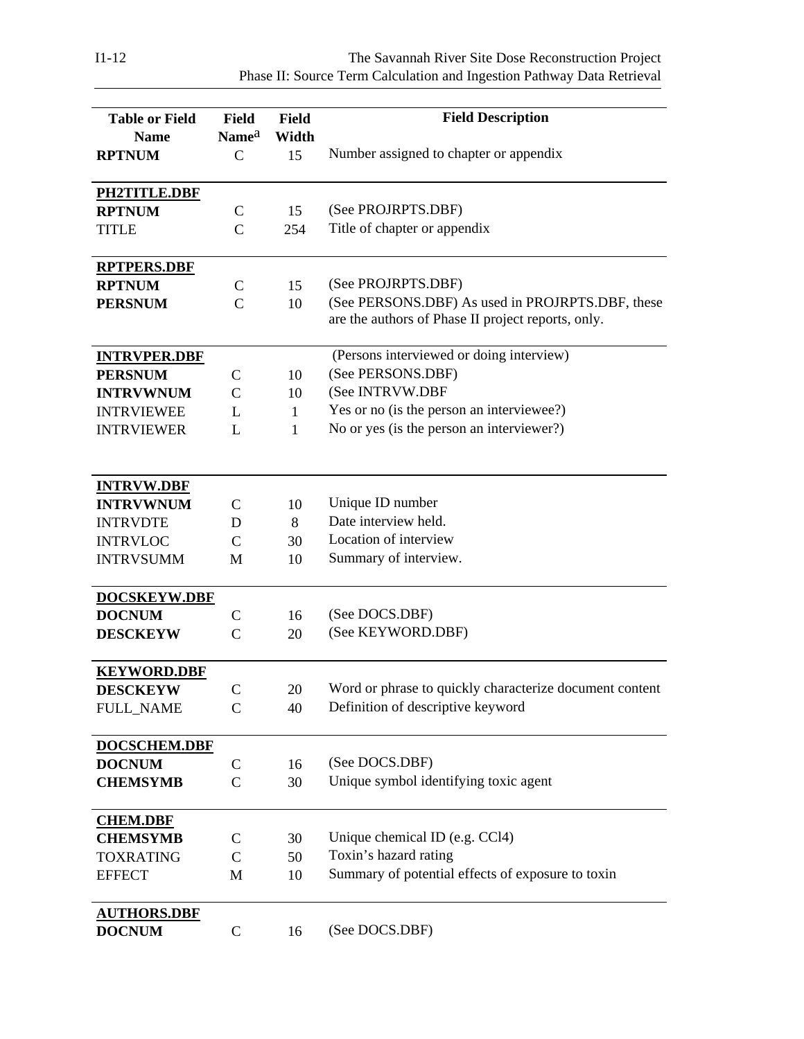| Table or Field Name | Field Name[a] | Field Width | Field Description |
|---|---|---|---|
| **RPTNUM** | C | 15 | Number assigned to chapter or appendix |
| **PH2TITLE.DBF** | | | |
| **RPTNUM** | C | 15 | (See PROJRPTS.DBF) |
| TITLE | C | 254 | Title of chapter or appendix |
| **RPTPERS.DBF** | | | |
| **RPTNUM** | C | 15 | (See PROJRPTS.DBF) |
| **PERSNUM** | C | 10 | (See PERSONS.DBF) As used in PROJRPTS.DBF, these are the authors of Phase II project reports, only. |
| **INTRVPER.DBF** | | | (Persons interviewed or doing interview) |
| **PERSNUM** | C | 10 | (See PERSONS.DBF) |
| **INTRVWNUM** | C | 10 | (See INTRVW.DBF |
| INTRVIEWEE | L | 1 | Yes or no (is the person an interviewee?) |
| INTRVIEWER | L | 1 | No or yes (is the person an interviewer?) |
| **INTRVW.DBF** | | | |
| **INTRVWNUM** | C | 10 | Unique ID number |
| INTRVDTE | D | 8 | Date interview held. |
| INTRVLOC | C | 30 | Location of interview |
| INTRVSUMM | M | 10 | Summary of interview. |
| **DOCSKEYW.DBF** | | | |
| **DOCNUM** | C | 16 | (See DOCS.DBF) |
| **DESCKEYW** | C | 20 | (See KEYWORD.DBF) |
| **KEYWORD.DBF** | | | |
| **DESCKEYW** | C | 20 | Word or phrase to quickly characterize document content |
| FULL_NAME | C | 40 | Definition of descriptive keyword |
| **DOCSCHEM.DBF** | | | |
| **DOCNUM** | C | 16 | (See DOCS.DBF) |
| **CHEMSYMB** | C | 30 | Unique symbol identifying toxic agent |
| **CHEM.DBF** | | | |
| **CHEMSYMB** | C | 30 | Unique chemical ID (e.g. CCl4) |
| TOXRATING | C | 50 | Toxin's hazard rating |
| EFFECT | M | 10 | Summary of potential effects of exposure to toxin |
| **AUTHORS.DBF** | | | |
| **DOCNUM** | C | 16 | (See DOCS.DBF) |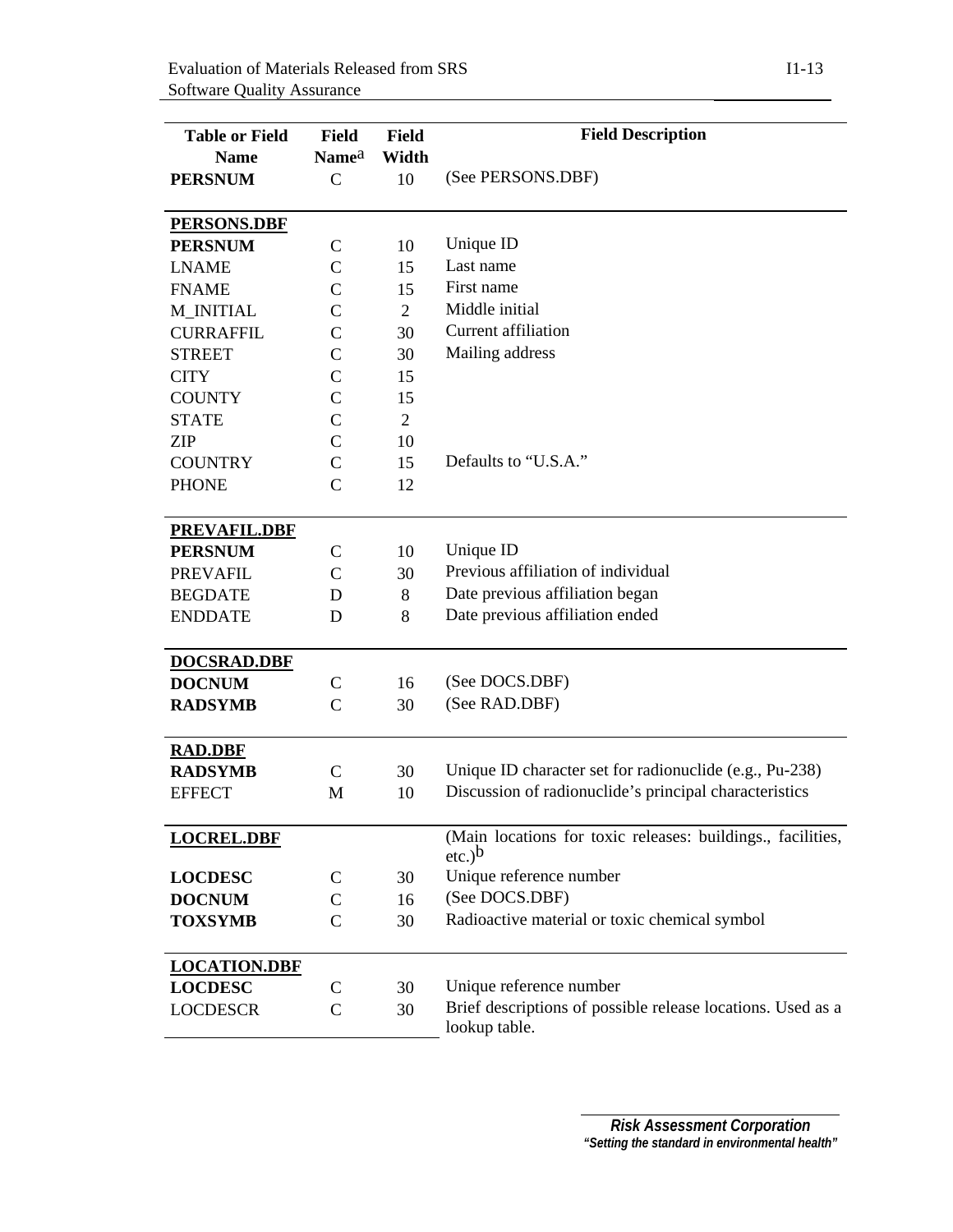| Table or Field Name | Field Name[a] | Field Width | Field Description |
|---|---|---|---|
| **PERSNUM** | C | 10 | (See PERSONS.DBF) |
| **PERSONS.DBF** | | | |
| **PERSNUM** | C | 10 | Unique ID |
| LNAME | C | 15 | Last name |
| FNAME | C | 15 | First name |
| M_INITIAL | C | 2 | Middle initial |
| CURRAFFIL | C | 30 | Current affiliation |
| STREET | C | 30 | Mailing address |
| CITY | C | 15 | |
| COUNTY | C | 15 | |
| STATE | C | 2 | |
| ZIP | C | 10 | |
| COUNTRY | C | 15 | Defaults to "U.S.A." |
| PHONE | C | 12 | |
| **PREVAFIL.DBF** | | | |
| **PERSNUM** | C | 10 | Unique ID |
| PREVAFIL | C | 30 | Previous affiliation of individual |
| BEGDATE | D | 8 | Date previous affiliation began |
| ENDDATE | D | 8 | Date previous affiliation ended |
| **DOCSRAD.DBF** | | | |
| **DOCNUM** | C | 16 | (See DOCS.DBF) |
| **RADSYMB** | C | 30 | (See RAD.DBF) |
| **RAD.DBF** | | | |
| **RADSYMB** | C | 30 | Unique ID character set for radionuclide (e.g., Pu-238) |
| EFFECT | M | 10 | Discussion of radionuclide's principal characteristics |
| **LOCREL.DBF** | | | (Main locations for toxic releases: buildings., facilities, etc.)[b] |
| **LOCDESC** | C | 30 | Unique reference number |
| **DOCNUM** | C | 16 | (See DOCS.DBF) |
| **TOXSYMB** | C | 30 | Radioactive material or toxic chemical symbol |
| **LOCATION.DBF** | | | |
| **LOCDESC** | C | 30 | Unique reference number |
| LOCDESCR | C | 30 | Brief descriptions of possible release locations. Used as a lookup table. |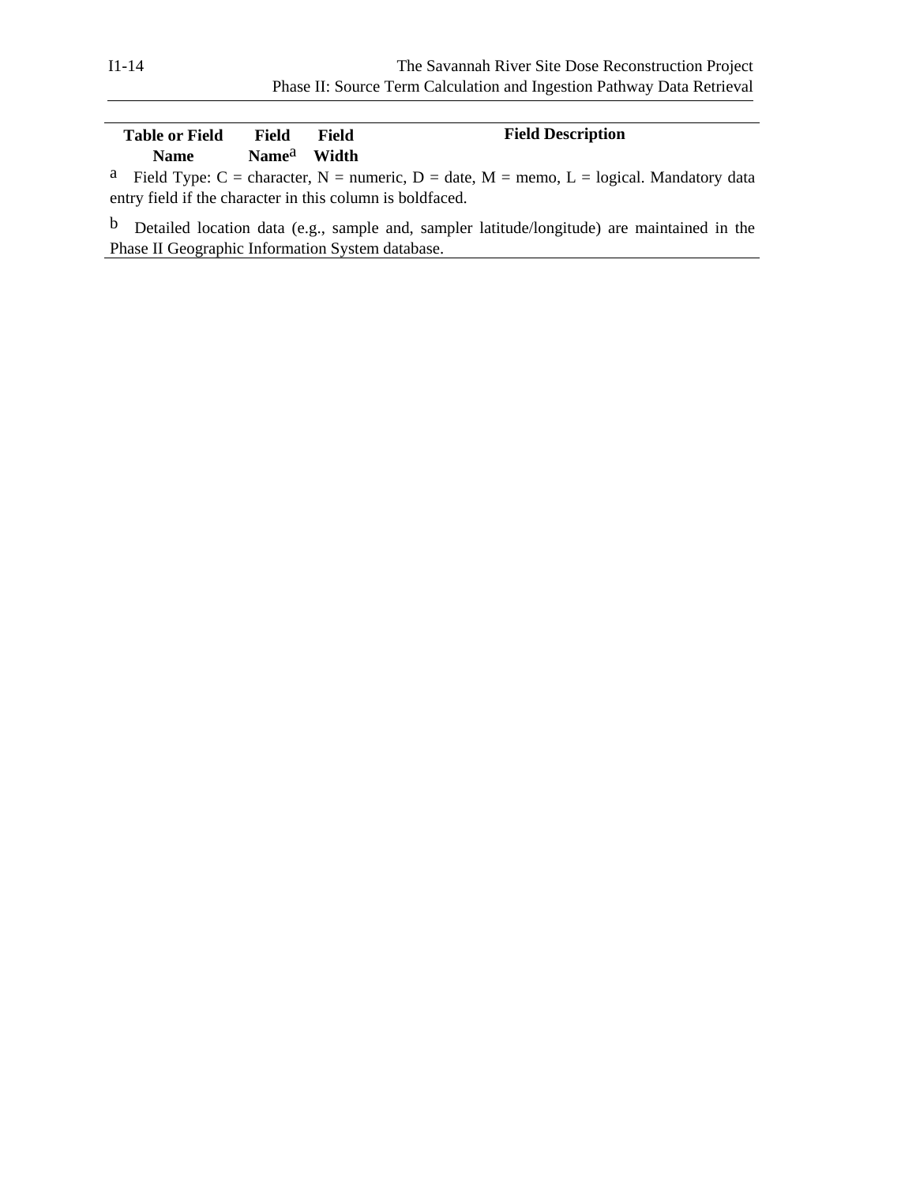| Table or Field Name | Field Name[a] | Field Width | Field Description |
|---|---|---|---|

[a] Field Type: C = character, N = numeric, D = date, M = memo, L = logical. Mandatory data entry field if the character in this column is boldfaced.

[b] Detailed location data (e.g., sample and, sampler latitude/longitude) are maintained in the Phase II Geographic Information System database.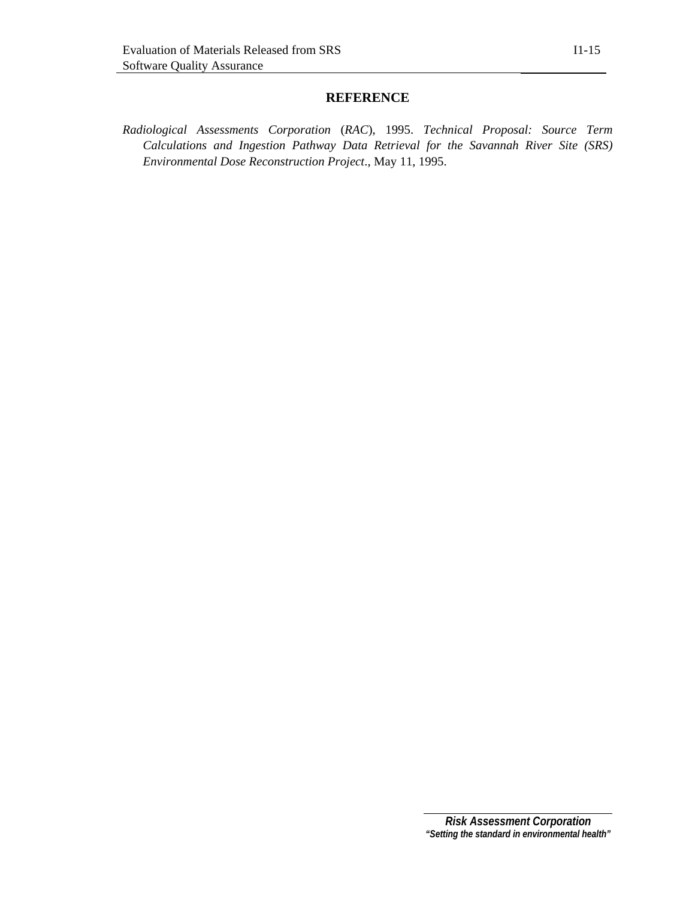## REFERENCE

*Radiological Assessments Corporation* (*RAC*), 1995. *Technical Proposal: Source Term Calculations and Ingestion Pathway Data Retrieval for the Savannah River Site (SRS) Environmental Dose Reconstruction Project*., May 11, 1995.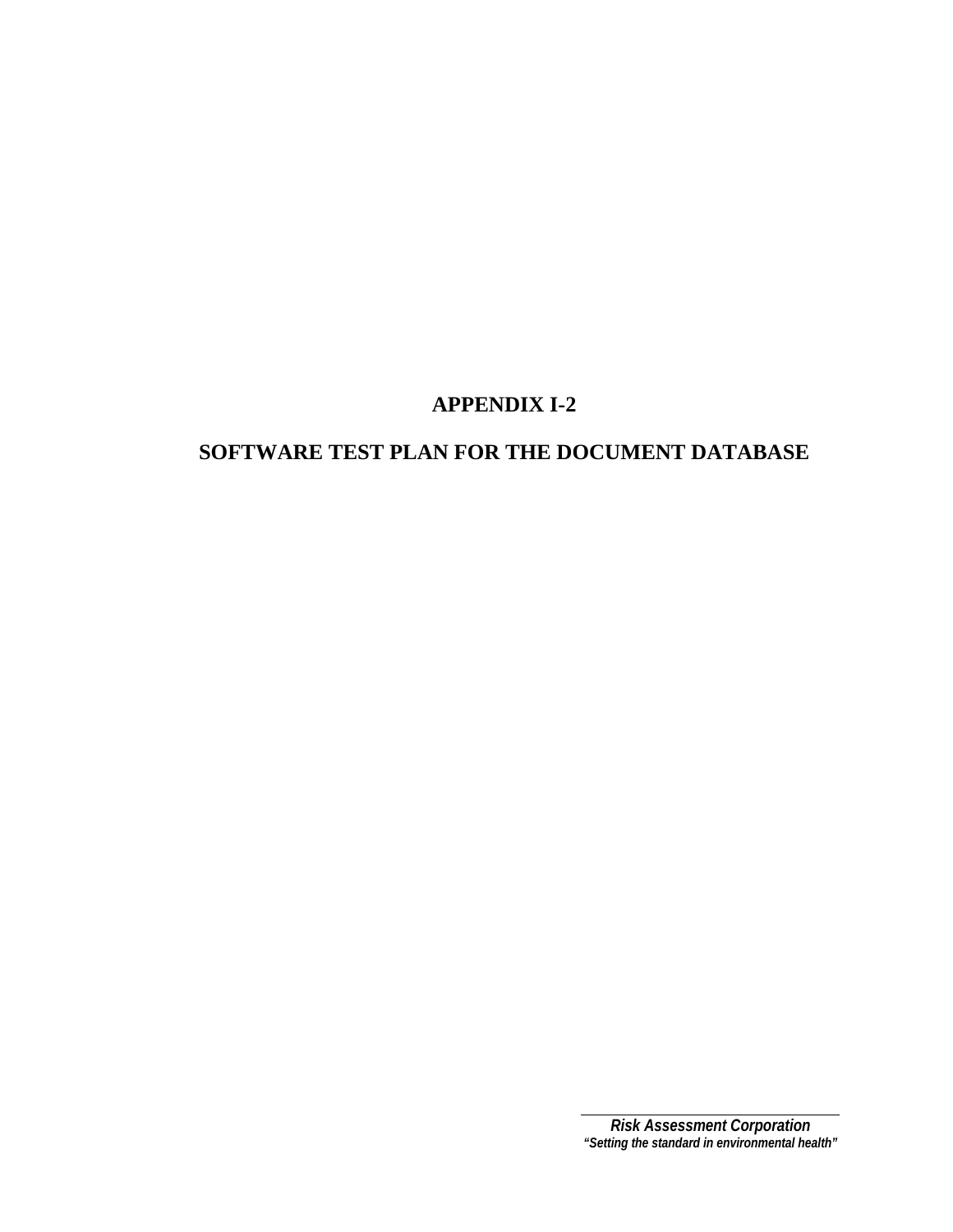# APPENDIX I-2

# SOFTWARE TEST PLAN FOR THE DOCUMENT DATABASE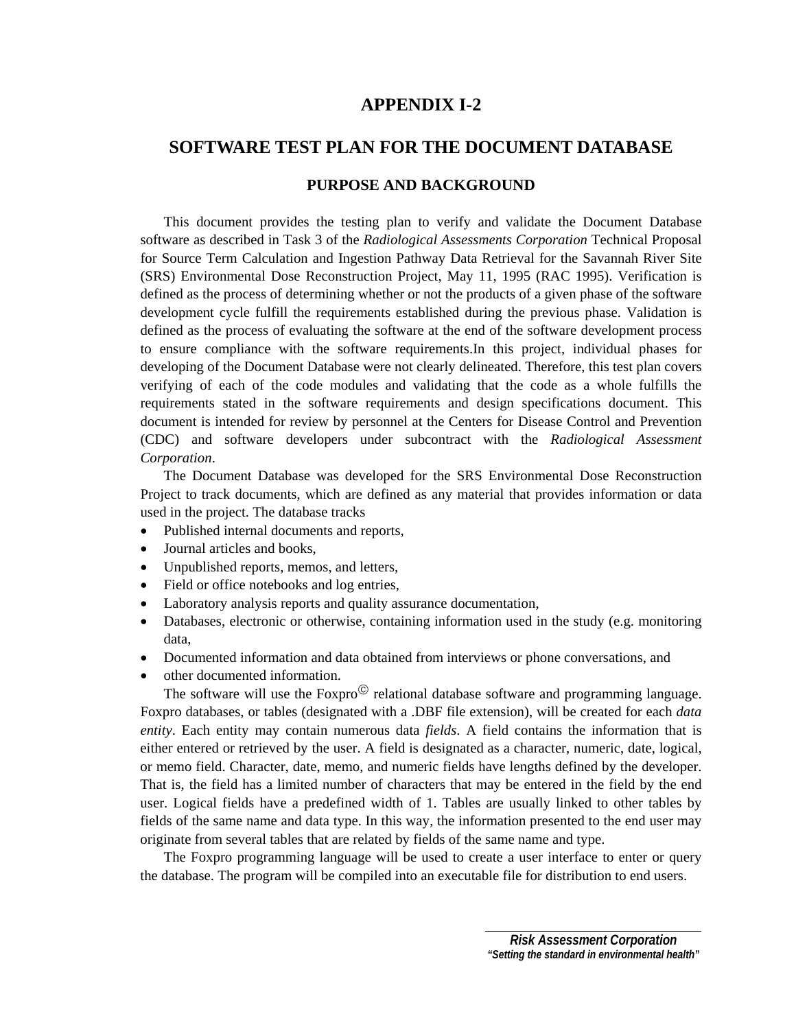# APPENDIX I-2

## SOFTWARE TEST PLAN FOR THE DOCUMENT DATABASE

### PURPOSE AND BACKGROUND

This document provides the testing plan to verify and validate the Document Database software as described in Task 3 of the *Radiological Assessments Corporation* Technical Proposal for Source Term Calculation and Ingestion Pathway Data Retrieval for the Savannah River Site (SRS) Environmental Dose Reconstruction Project, May 11, 1995 (RAC 1995). Verification is defined as the process of determining whether or not the products of a given phase of the software development cycle fulfill the requirements established during the previous phase. Validation is defined as the process of evaluating the software at the end of the software development process to ensure compliance with the software requirements.In this project, individual phases for developing of the Document Database were not clearly delineated. Therefore, this test plan covers verifying of each of the code modules and validating that the code as a whole fulfills the requirements stated in the software requirements and design specifications document. This document is intended for review by personnel at the Centers for Disease Control and Prevention (CDC) and software developers under subcontract with the *Radiological Assessment Corporation*.

The Document Database was developed for the SRS Environmental Dose Reconstruction Project to track documents, which are defined as any material that provides information or data used in the project. The database tracks

- Published internal documents and reports,
- Journal articles and books,
- Unpublished reports, memos, and letters,
- Field or office notebooks and log entries,
- Laboratory analysis reports and quality assurance documentation,
- Databases, electronic or otherwise, containing information used in the study (e.g. monitoring data,
- Documented information and data obtained from interviews or phone conversations, and
- other documented information.

The software will use the Foxpro© relational database software and programming language. Foxpro databases, or tables (designated with a .DBF file extension), will be created for each *data entity*. Each entity may contain numerous data *fields*. A field contains the information that is either entered or retrieved by the user. A field is designated as a character, numeric, date, logical, or memo field. Character, date, memo, and numeric fields have lengths defined by the developer. That is, the field has a limited number of characters that may be entered in the field by the end user. Logical fields have a predefined width of 1. Tables are usually linked to other tables by fields of the same name and data type. In this way, the information presented to the end user may originate from several tables that are related by fields of the same name and type.

The Foxpro programming language will be used to create a user interface to enter or query the database. The program will be compiled into an executable file for distribution to end users.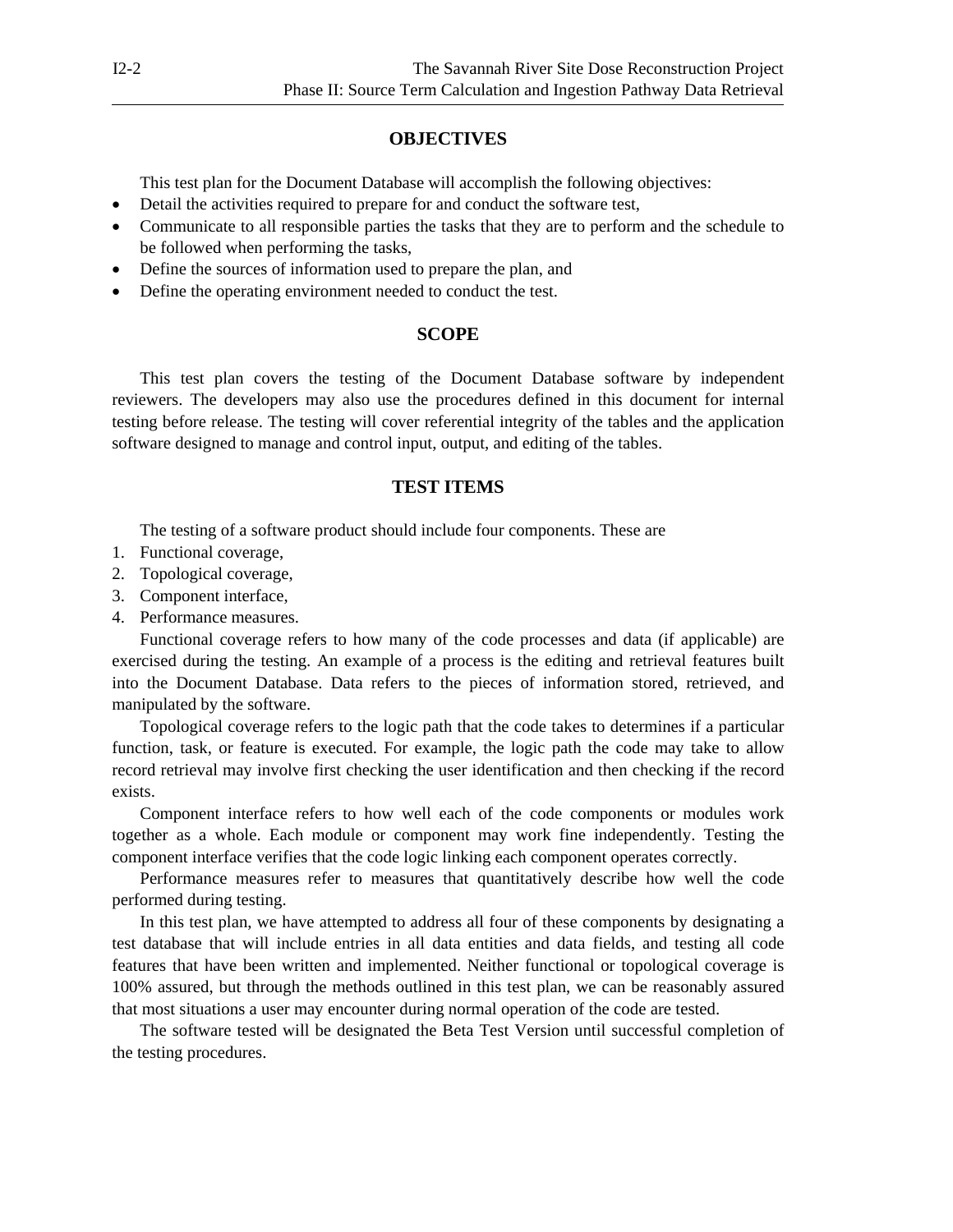## OBJECTIVES

This test plan for the Document Database will accomplish the following objectives:

- Detail the activities required to prepare for and conduct the software test,
- Communicate to all responsible parties the tasks that they are to perform and the schedule to be followed when performing the tasks,
- Define the sources of information used to prepare the plan, and
- Define the operating environment needed to conduct the test.

## SCOPE

This test plan covers the testing of the Document Database software by independent reviewers. The developers may also use the procedures defined in this document for internal testing before release. The testing will cover referential integrity of the tables and the application software designed to manage and control input, output, and editing of the tables.

## TEST ITEMS

The testing of a software product should include four components. These are

1. Functional coverage,
2. Topological coverage,
3. Component interface,
4. Performance measures.

Functional coverage refers to how many of the code processes and data (if applicable) are exercised during the testing. An example of a process is the editing and retrieval features built into the Document Database. Data refers to the pieces of information stored, retrieved, and manipulated by the software.

Topological coverage refers to the logic path that the code takes to determines if a particular function, task, or feature is executed. For example, the logic path the code may take to allow record retrieval may involve first checking the user identification and then checking if the record exists.

Component interface refers to how well each of the code components or modules work together as a whole. Each module or component may work fine independently. Testing the component interface verifies that the code logic linking each component operates correctly.

Performance measures refer to measures that quantitatively describe how well the code performed during testing.

In this test plan, we have attempted to address all four of these components by designating a test database that will include entries in all data entities and data fields, and testing all code features that have been written and implemented. Neither functional or topological coverage is 100% assured, but through the methods outlined in this test plan, we can be reasonably assured that most situations a user may encounter during normal operation of the code are tested.

The software tested will be designated the Beta Test Version until successful completion of the testing procedures.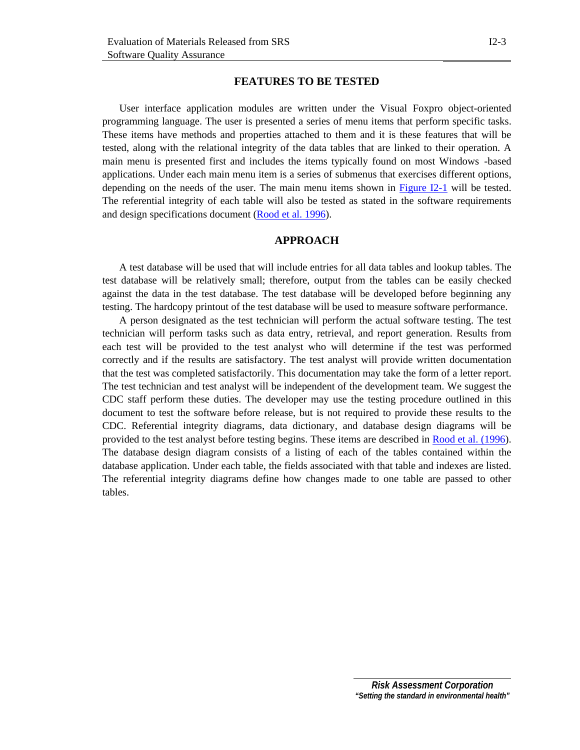## FEATURES TO BE TESTED

User interface application modules are written under the Visual Foxpro object-oriented programming language. The user is presented a series of menu items that perform specific tasks. These items have methods and properties attached to them and it is these features that will be tested, along with the relational integrity of the data tables that are linked to their operation. A main menu is presented first and includes the items typically found on most Windows -based applications. Under each main menu item is a series of submenus that exercises different options, depending on the needs of the user. The main menu items shown in Figure I2-1 will be tested. The referential integrity of each table will also be tested as stated in the software requirements and design specifications document (Rood et al. 1996).

## APPROACH

A test database will be used that will include entries for all data tables and lookup tables. The test database will be relatively small; therefore, output from the tables can be easily checked against the data in the test database. The test database will be developed before beginning any testing. The hardcopy printout of the test database will be used to measure software performance.

A person designated as the test technician will perform the actual software testing. The test technician will perform tasks such as data entry, retrieval, and report generation. Results from each test will be provided to the test analyst who will determine if the test was performed correctly and if the results are satisfactory. The test analyst will provide written documentation that the test was completed satisfactorily. This documentation may take the form of a letter report. The test technician and test analyst will be independent of the development team. We suggest the CDC staff perform these duties. The developer may use the testing procedure outlined in this document to test the software before release, but is not required to provide these results to the CDC. Referential integrity diagrams, data dictionary, and database design diagrams will be provided to the test analyst before testing begins. These items are described in Rood et al. (1996). The database design diagram consists of a listing of each of the tables contained within the database application. Under each table, the fields associated with that table and indexes are listed. The referential integrity diagrams define how changes made to one table are passed to other tables.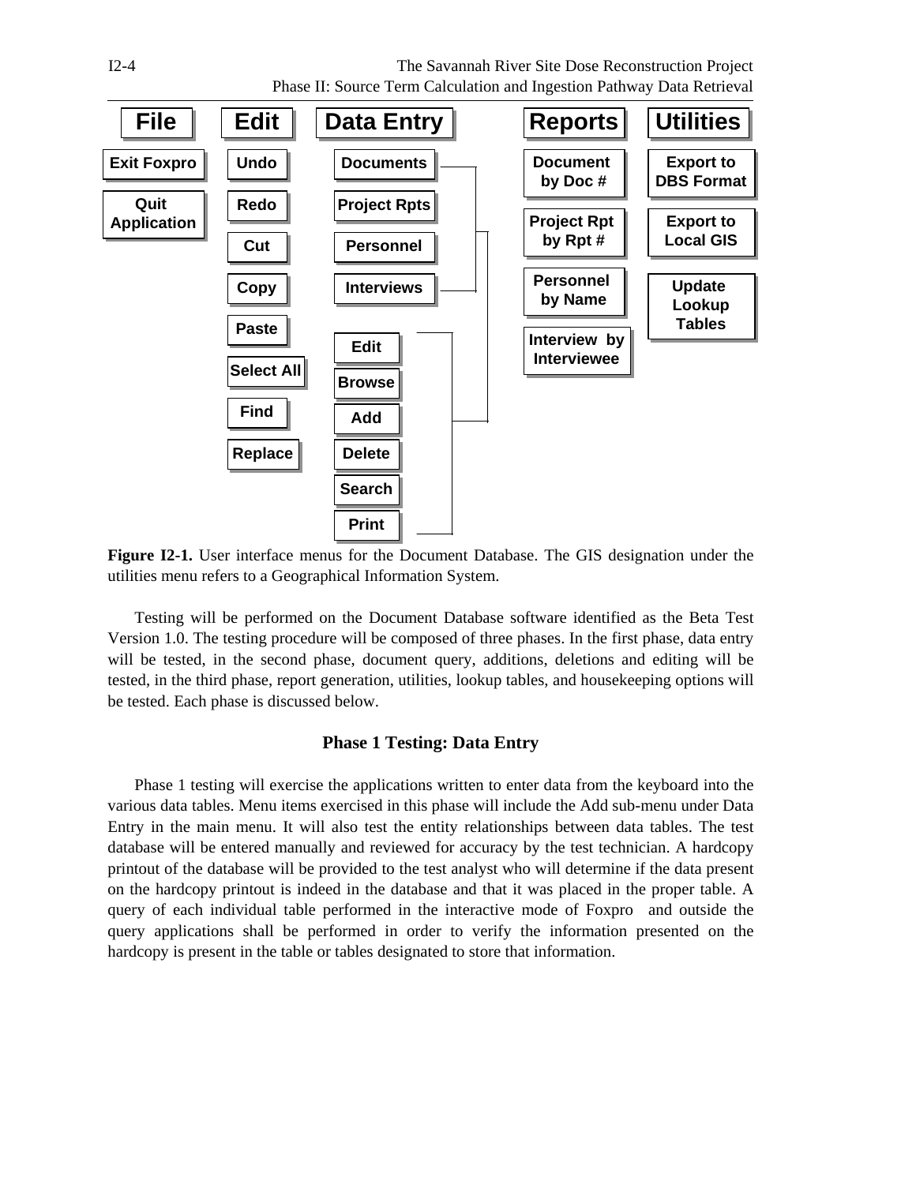| File | Edit | Data Entry | Reports | Utilities |
|---|---|---|---|---|
| Exit Foxpro | Undo | Documents | Document by Doc # | Export to DBS Format |
| Quit Application | Redo | Project Rpts | Project Rpt by Rpt # | Export to Local GIS |
| | Cut | Personnel | Personnel by Name | Update Lookup Tables |
| | Copy | Interviews | Interview by Interviewee | |
| | Paste | | | |
| | Select All | | | |
| | Find | | | |
| | Replace | | | |

Submenu for each Data Entry item (Documents, Project Rpts, Personnel, Interviews):

| Data Entry submenu |
|---|
| Edit |
| Browse |
| Add |
| Delete |
| Search |
| Print |

**Figure I2-1.** User interface menus for the Document Database. The GIS designation under the utilities menu refers to a Geographical Information System.

Testing will be performed on the Document Database software identified as the Beta Test Version 1.0. The testing procedure will be composed of three phases. In the first phase, data entry will be tested, in the second phase, document query, additions, deletions and editing will be tested, in the third phase, report generation, utilities, lookup tables, and housekeeping options will be tested. Each phase is discussed below.

### Phase 1 Testing: Data Entry

Phase 1 testing will exercise the applications written to enter data from the keyboard into the various data tables. Menu items exercised in this phase will include the Add sub-menu under Data Entry in the main menu. It will also test the entity relationships between data tables. The test database will be entered manually and reviewed for accuracy by the test technician. A hardcopy printout of the database will be provided to the test analyst who will determine if the data present on the hardcopy printout is indeed in the database and that it was placed in the proper table. A query of each individual table performed in the interactive mode of Foxpro and outside the query applications shall be performed in order to verify the information presented on the hardcopy is present in the table or tables designated to store that information.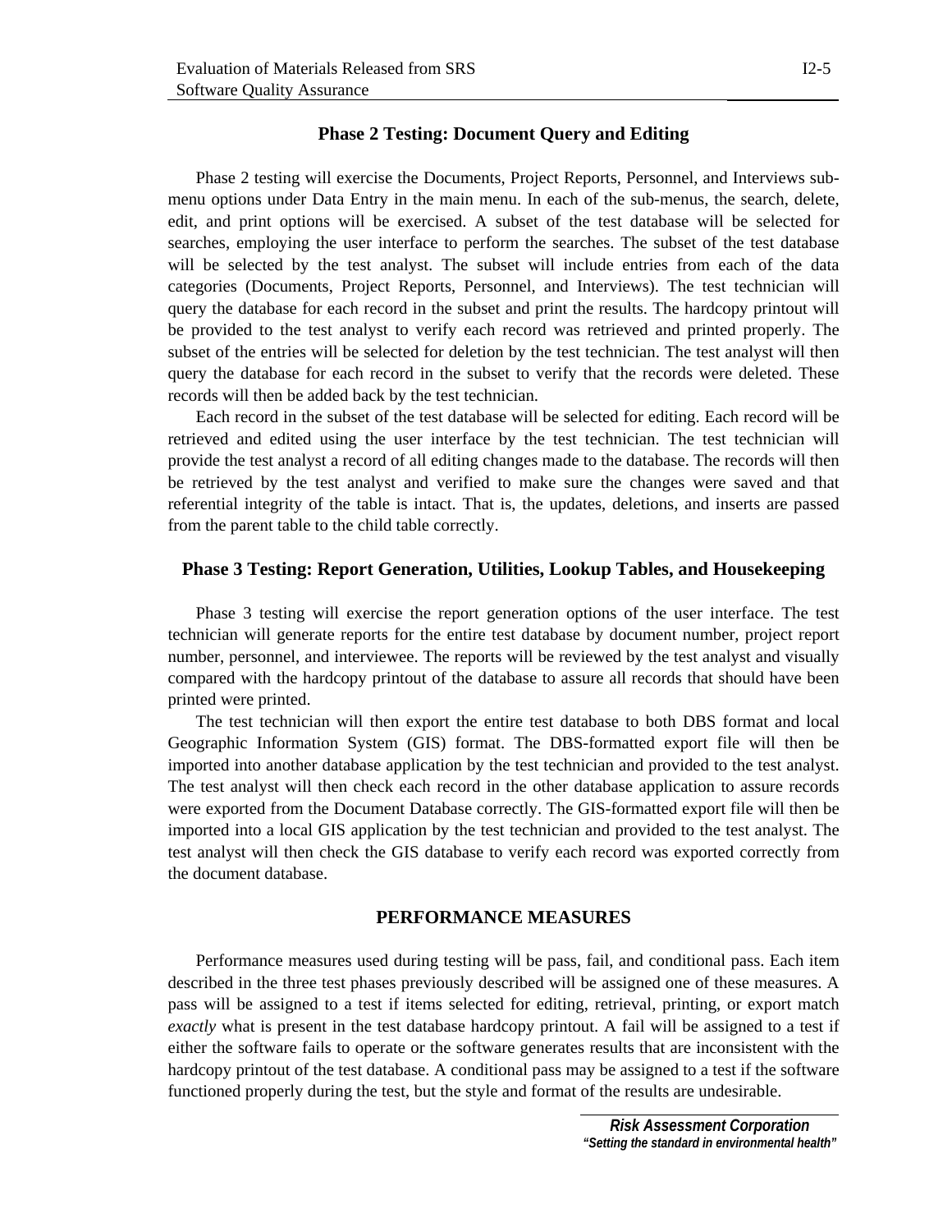### Phase 2 Testing: Document Query and Editing

Phase 2 testing will exercise the Documents, Project Reports, Personnel, and Interviews sub-menu options under Data Entry in the main menu. In each of the sub-menus, the search, delete, edit, and print options will be exercised. A subset of the test database will be selected for searches, employing the user interface to perform the searches. The subset of the test database will be selected by the test analyst. The subset will include entries from each of the data categories (Documents, Project Reports, Personnel, and Interviews). The test technician will query the database for each record in the subset and print the results. The hardcopy printout will be provided to the test analyst to verify each record was retrieved and printed properly. The subset of the entries will be selected for deletion by the test technician. The test analyst will then query the database for each record in the subset to verify that the records were deleted. These records will then be added back by the test technician.

Each record in the subset of the test database will be selected for editing. Each record will be retrieved and edited using the user interface by the test technician. The test technician will provide the test analyst a record of all editing changes made to the database. The records will then be retrieved by the test analyst and verified to make sure the changes were saved and that referential integrity of the table is intact. That is, the updates, deletions, and inserts are passed from the parent table to the child table correctly.

### Phase 3 Testing: Report Generation, Utilities, Lookup Tables, and Housekeeping

Phase 3 testing will exercise the report generation options of the user interface. The test technician will generate reports for the entire test database by document number, project report number, personnel, and interviewee. The reports will be reviewed by the test analyst and visually compared with the hardcopy printout of the database to assure all records that should have been printed were printed.

The test technician will then export the entire test database to both DBS format and local Geographic Information System (GIS) format. The DBS-formatted export file will then be imported into another database application by the test technician and provided to the test analyst. The test analyst will then check each record in the other database application to assure records were exported from the Document Database correctly. The GIS-formatted export file will then be imported into a local GIS application by the test technician and provided to the test analyst. The test analyst will then check the GIS database to verify each record was exported correctly from the document database.

## PERFORMANCE MEASURES

Performance measures used during testing will be pass, fail, and conditional pass. Each item described in the three test phases previously described will be assigned one of these measures. A pass will be assigned to a test if items selected for editing, retrieval, printing, or export match *exactly* what is present in the test database hardcopy printout. A fail will be assigned to a test if either the software fails to operate or the software generates results that are inconsistent with the hardcopy printout of the test database. A conditional pass may be assigned to a test if the software functioned properly during the test, but the style and format of the results are undesirable.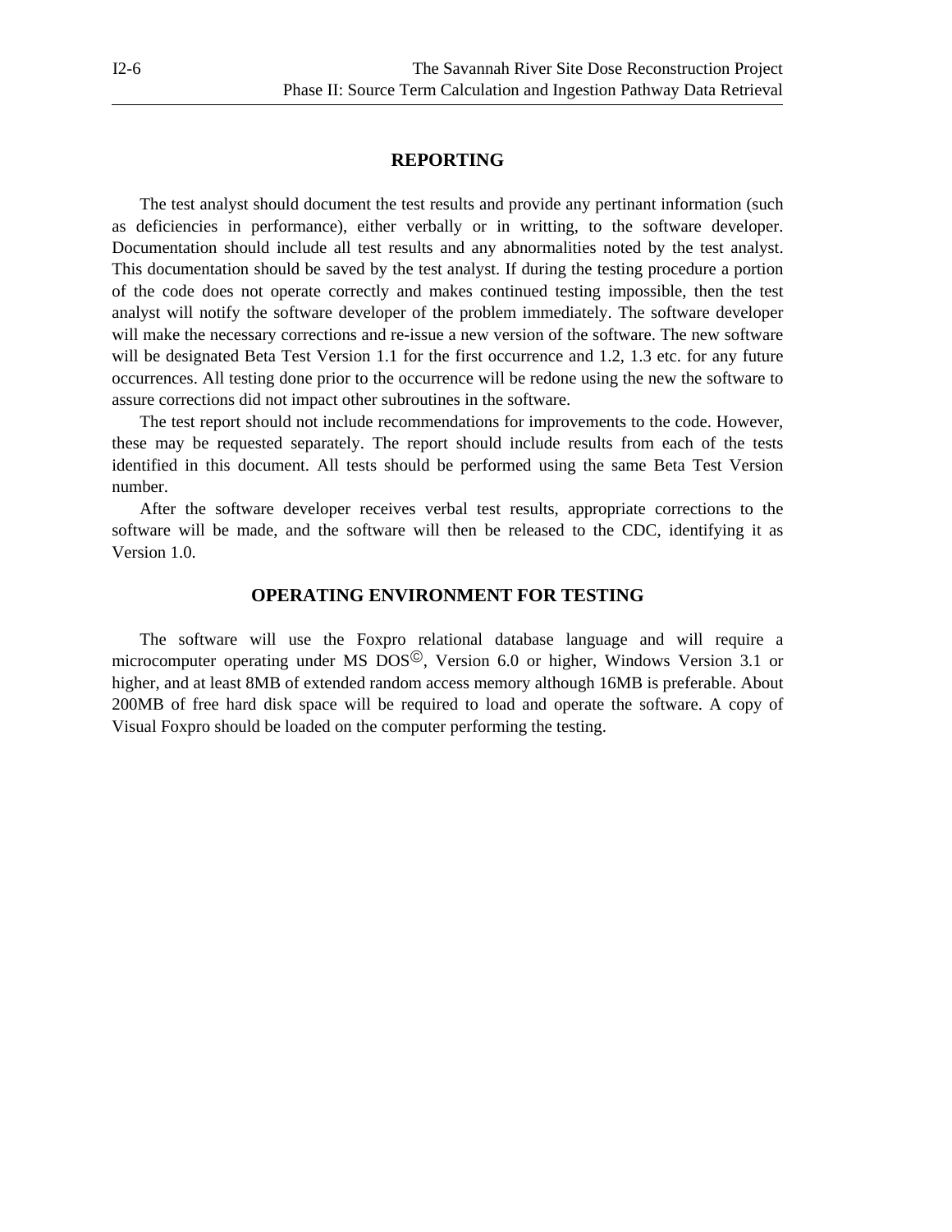## REPORTING

The test analyst should document the test results and provide any pertinant information (such as deficiencies in performance), either verbally or in writting, to the software developer. Documentation should include all test results and any abnormalities noted by the test analyst. This documentation should be saved by the test analyst. If during the testing procedure a portion of the code does not operate correctly and makes continued testing impossible, then the test analyst will notify the software developer of the problem immediately. The software developer will make the necessary corrections and re-issue a new version of the software. The new software will be designated Beta Test Version 1.1 for the first occurrence and 1.2, 1.3 etc. for any future occurrences. All testing done prior to the occurrence will be redone using the new the software to assure corrections did not impact other subroutines in the software.

The test report should not include recommendations for improvements to the code. However, these may be requested separately. The report should include results from each of the tests identified in this document. All tests should be performed using the same Beta Test Version number.

After the software developer receives verbal test results, appropriate corrections to the software will be made, and the software will then be released to the CDC, identifying it as Version 1.0.

## OPERATING ENVIRONMENT FOR TESTING

The software will use the Foxpro relational database language and will require a microcomputer operating under MS DOS©, Version 6.0 or higher, Windows Version 3.1 or higher, and at least 8MB of extended random access memory although 16MB is preferable. About 200MB of free hard disk space will be required to load and operate the software. A copy of Visual Foxpro should be loaded on the computer performing the testing.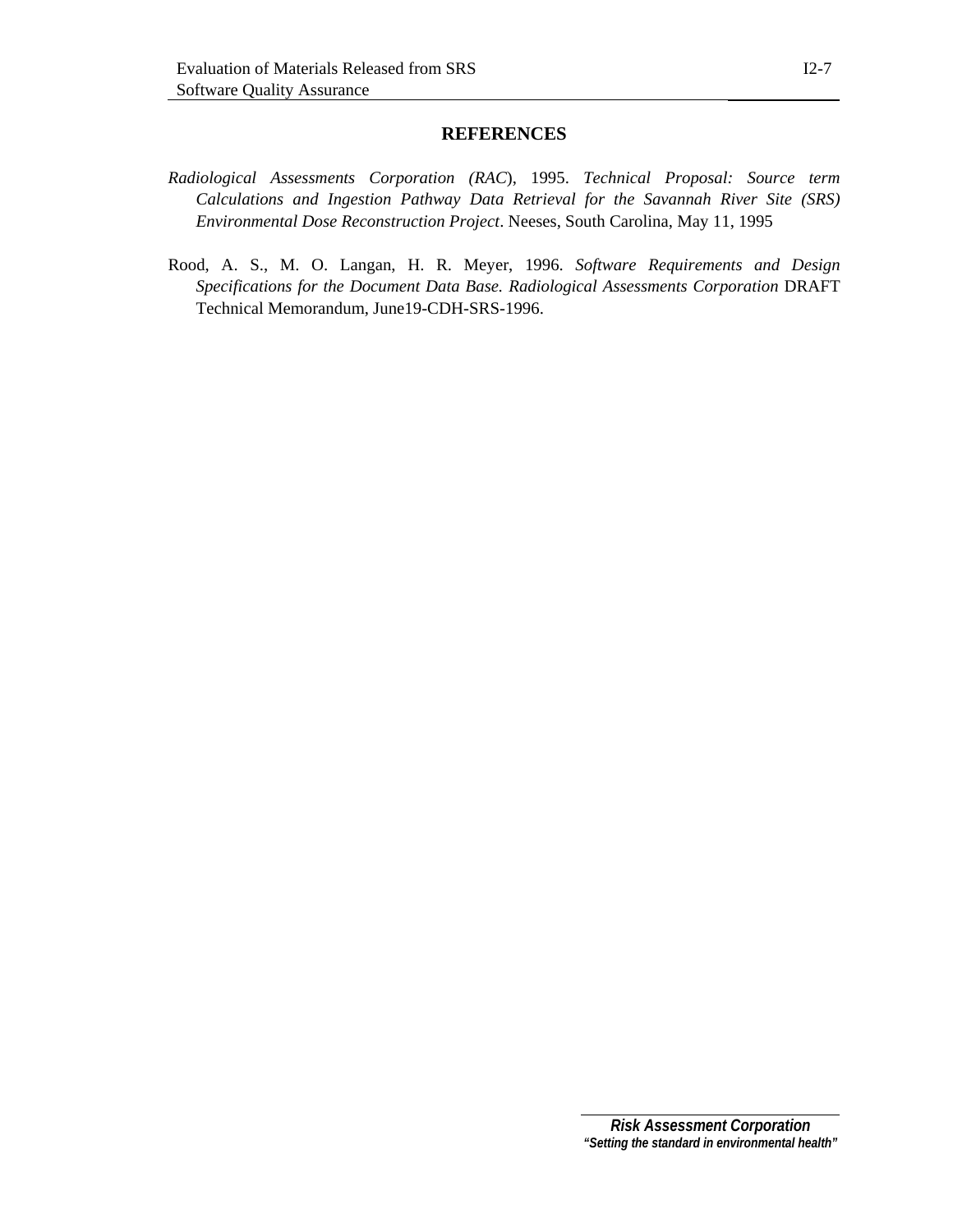## REFERENCES

*Radiological Assessments Corporation (RAC*), 1995. *Technical Proposal: Source term Calculations and Ingestion Pathway Data Retrieval for the Savannah River Site (SRS) Environmental Dose Reconstruction Project*. Neeses, South Carolina, May 11, 1995

Rood, A. S., M. O. Langan, H. R. Meyer, 1996. *Software Requirements and Design Specifications for the Document Data Base. Radiological Assessments Corporation* DRAFT Technical Memorandum, June19-CDH-SRS-1996.